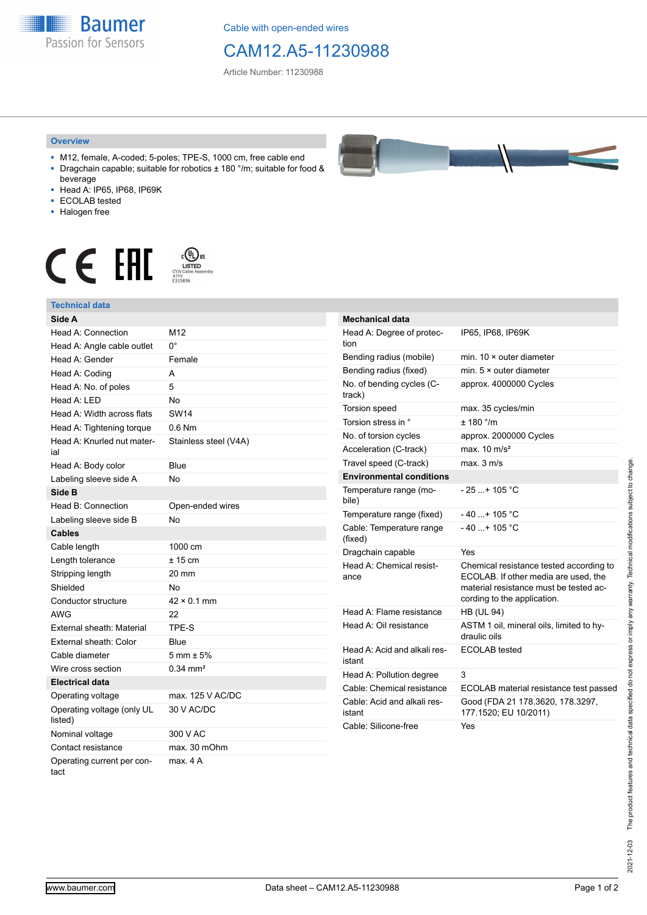Baumer
Passion for Sensors

Cable with open-ended wires

# CAM12.A5-11230988

Article Number: 11230988

## Overview

- M12, female, A-coded; 5-poles; TPE-S, 1000 cm, free cable end
- Dragchain capable; suitable for robotics ± 180 °/m; suitable for food & beverage
- Head A: IP65, IP68, IP69K
- ECOLAB tested
- Halogen free

CE EAC cULus LISTED CYJV Cable Assembly 47YV E315836

## Technical data

| **Side A** | |
|---|---|
| Head A: Connection | M12 |
| Head A: Angle cable outlet | 0° |
| Head A: Gender | Female |
| Head A: Coding | A |
| Head A: No. of poles | 5 |
| Head A: LED | No |
| Head A: Width across flats | SW14 |
| Head A: Tightening torque | 0.6 Nm |
| Head A: Knurled nut material | Stainless steel (V4A) |
| Head A: Body color | Blue |
| Labeling sleeve side A | No |
| **Side B** | |
| Head B: Connection | Open-ended wires |
| Labeling sleeve side B | No |
| **Cables** | |
| Cable length | 1000 cm |
| Length tolerance | ± 15 cm |
| Stripping length | 20 mm |
| Shielded | No |
| Conductor structure | 42 × 0.1 mm |
| AWG | 22 |
| External sheath: Material | TPE-S |
| External sheath: Color | Blue |
| Cable diameter | 5 mm ± 5% |
| Wire cross section | 0.34 mm² |
| **Electrical data** | |
| Operating voltage | max. 125 V AC/DC |
| Operating voltage (only UL listed) | 30 V AC/DC |
| Nominal voltage | 300 V AC |
| Contact resistance | max. 30 mOhm |
| Operating current per contact | max. 4 A |

| **Mechanical data** | |
|---|---|
| Head A: Degree of protection | IP65, IP68, IP69K |
| Bending radius (mobile) | min. 10 × outer diameter |
| Bending radius (fixed) | min. 5 × outer diameter |
| No. of bending cycles (C-track) | approx. 4000000 Cycles |
| Torsion speed | max. 35 cycles/min |
| Torsion stress in ° | ± 180 °/m |
| No. of torsion cycles | approx. 2000000 Cycles |
| Acceleration (C-track) | max. 10 m/s² |
| Travel speed (C-track) | max. 3 m/s |
| **Environmental conditions** | |
| Temperature range (mobile) | - 25 ...+ 105 °C |
| Temperature range (fixed) | - 40 ...+ 105 °C |
| Cable: Temperature range (fixed) | - 40 ...+ 105 °C |
| Dragchain capable | Yes |
| Head A: Chemical resistance | Chemical resistance tested according to ECOLAB. If other media are used, the material resistance must be tested according to the application. |
| Head A: Flame resistance | HB (UL 94) |
| Head A: Oil resistance | ASTM 1 oil, mineral oils, limited to hydraulic oils |
| Head A: Acid and alkali resistant | ECOLAB tested |
| Head A: Pollution degree | 3 |
| Cable: Chemical resistance | ECOLAB material resistance test passed |
| Cable: Acid and alkali resistant | Good (FDA 21 178.3620, 178.3297, 177.1520; EU 10/2011) |
| Cable: Silicone-free | Yes |

2021-12-03 The product features and technical data specified do not express or imply any warranty. Technical modifications subject to change.

www.baumer.com — Data sheet – CAM12.A5-11230988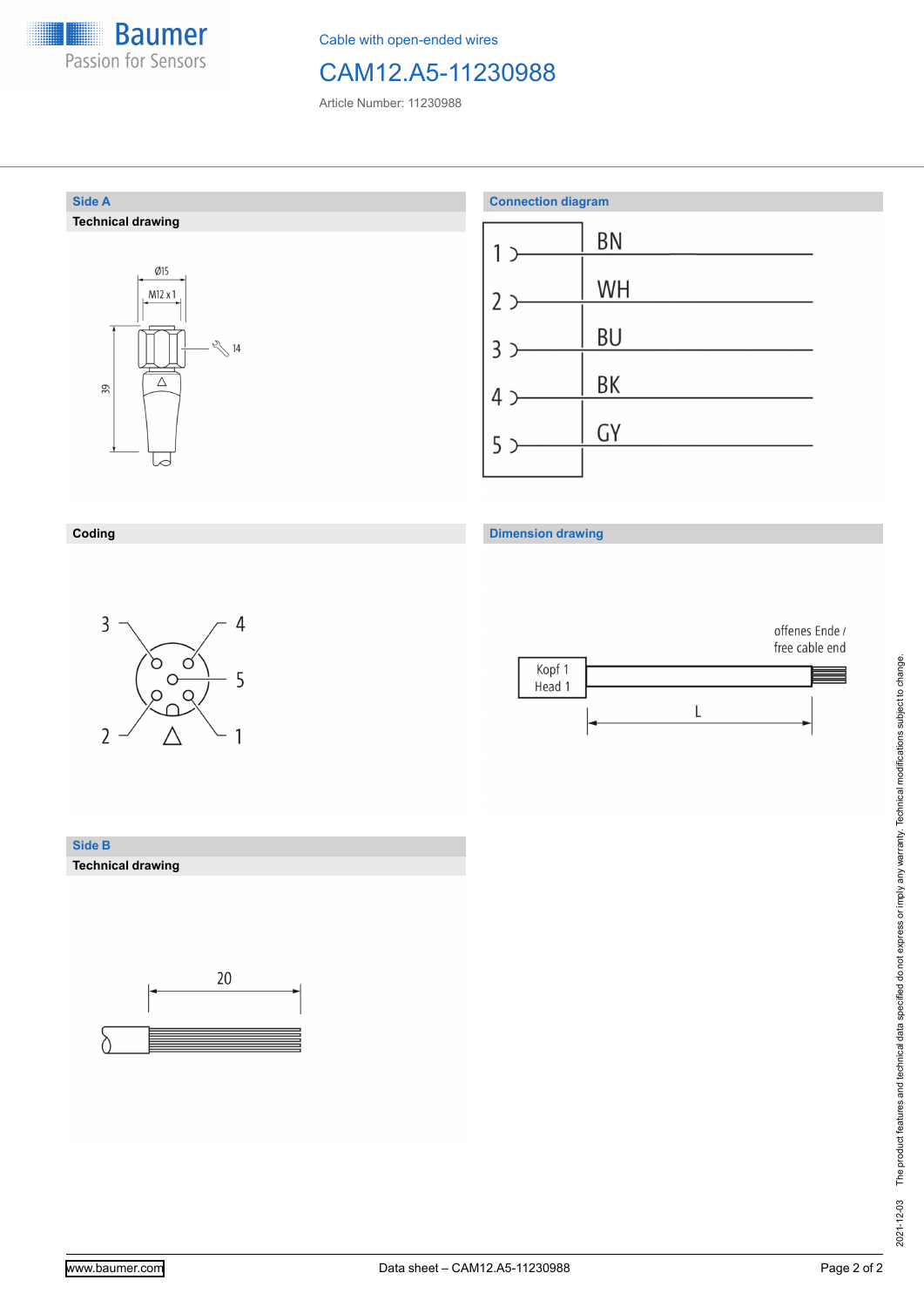Cable with open-ended wires

# CAM12.A5-11230988

Article Number: 11230988

## Side A

### Technical drawing

Ø15

M12 x 1

14

39

## Connection diagram

1 BN

2 WH

3 BU

4 BK

5 GY

### Coding

3 4 5 2 1

## Dimension drawing

offenes Ende / free cable end

Kopf 1 Head 1

L

## Side B

### Technical drawing

20

The product features and technical data specified do not express or imply any warranty. Technical modifications subject to change.

2021-12-03